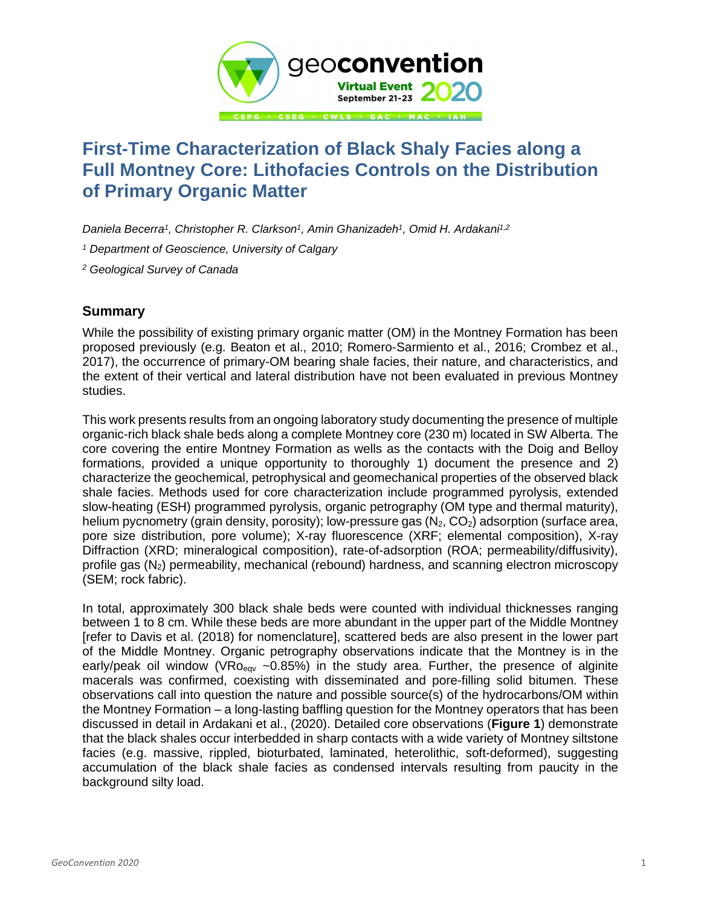# First-Time Characterization of Black Shaly Facies along a Full Montney Core: Lithofacies Controls on the Distribution of Primary Organic Matter

*Daniela Becerra[1], Christopher R. Clarkson[1], Amin Ghanizadeh[1], Omid H. Ardakani[1,2]*

*[1] Department of Geoscience, University of Calgary*

*[2] Geological Survey of Canada*

## Summary

While the possibility of existing primary organic matter (OM) in the Montney Formation has been proposed previously (e.g. Beaton et al., 2010; Romero-Sarmiento et al., 2016; Crombez et al., 2017), the occurrence of primary-OM bearing shale facies, their nature, and characteristics, and the extent of their vertical and lateral distribution have not been evaluated in previous Montney studies.

This work presents results from an ongoing laboratory study documenting the presence of multiple organic-rich black shale beds along a complete Montney core (230 m) located in SW Alberta. The core covering the entire Montney Formation as wells as the contacts with the Doig and Belloy formations, provided a unique opportunity to thoroughly 1) document the presence and 2) characterize the geochemical, petrophysical and geomechanical properties of the observed black shale facies. Methods used for core characterization include programmed pyrolysis, extended slow-heating (ESH) programmed pyrolysis, organic petrography (OM type and thermal maturity), helium pycnometry (grain density, porosity); low-pressure gas ($N_2$, $CO_2$) adsorption (surface area, pore size distribution, pore volume); X-ray fluorescence (XRF; elemental composition), X-ray Diffraction (XRD; mineralogical composition), rate-of-adsorption (ROA; permeability/diffusivity), profile gas ($N_2$) permeability, mechanical (rebound) hardness, and scanning electron microscopy (SEM; rock fabric).

In total, approximately 300 black shale beds were counted with individual thicknesses ranging between 1 to 8 cm. While these beds are more abundant in the upper part of the Middle Montney [refer to Davis et al. (2018) for nomenclature], scattered beds are also present in the lower part of the Middle Montney. Organic petrography observations indicate that the Montney is in the early/peak oil window ($VRo_{eqv}$ ~0.85%) in the study area. Further, the presence of alginite macerals was confirmed, coexisting with disseminated and pore-filling solid bitumen. These observations call into question the nature and possible source(s) of the hydrocarbons/OM within the Montney Formation – a long-lasting baffling question for the Montney operators that has been discussed in detail in Ardakani et al., (2020). Detailed core observations (**Figure 1**) demonstrate that the black shales occur interbedded in sharp contacts with a wide variety of Montney siltstone facies (e.g. massive, rippled, bioturbated, laminated, heterolithic, soft-deformed), suggesting accumulation of the black shale facies as condensed intervals resulting from paucity in the background silty load.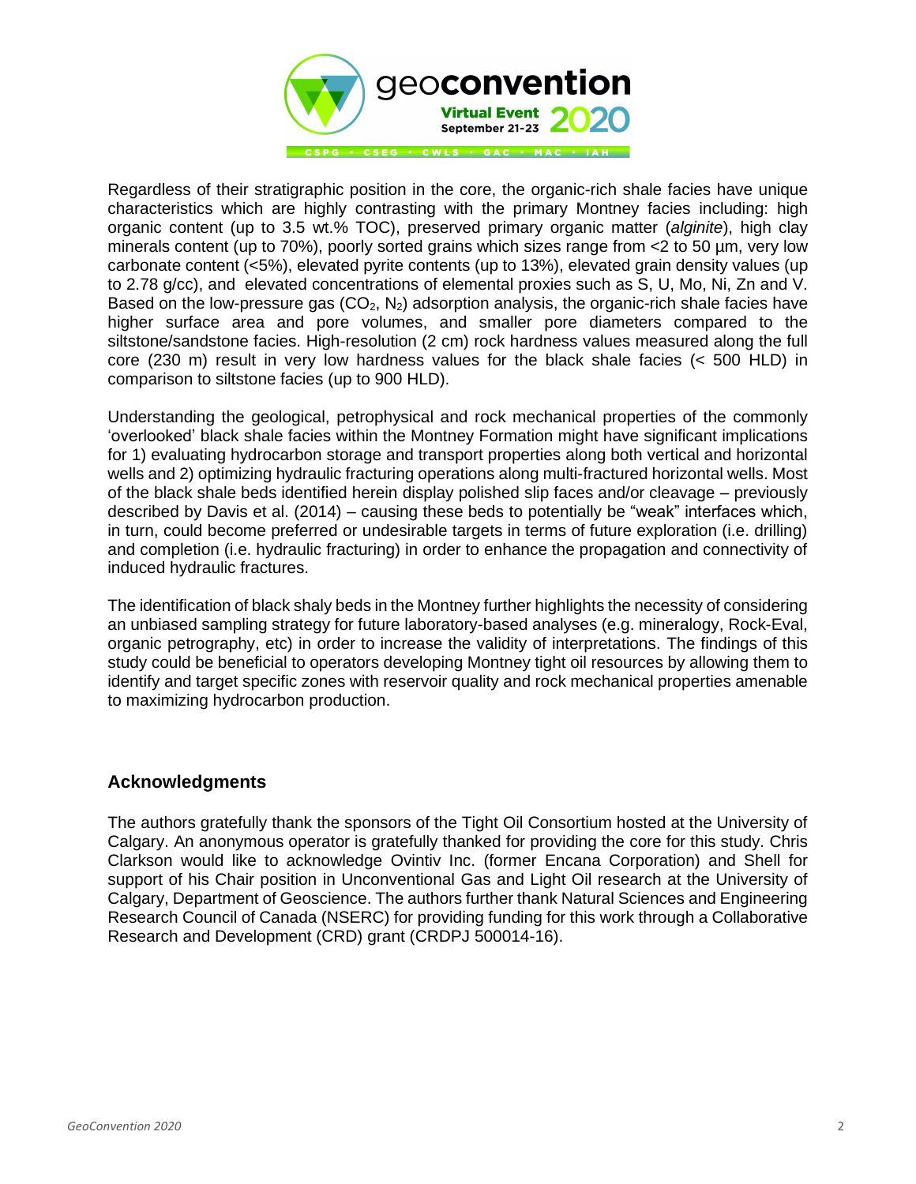Regardless of their stratigraphic position in the core, the organic-rich shale facies have unique characteristics which are highly contrasting with the primary Montney facies including: high organic content (up to 3.5 wt.% TOC), preserved primary organic matter (*alginite*), high clay minerals content (up to 70%), poorly sorted grains which sizes range from <2 to 50 µm, very low carbonate content (<5%), elevated pyrite contents (up to 13%), elevated grain density values (up to 2.78 g/cc), and elevated concentrations of elemental proxies such as S, U, Mo, Ni, Zn and V. Based on the low-pressure gas ($CO_2$, $N_2$) adsorption analysis, the organic-rich shale facies have higher surface area and pore volumes, and smaller pore diameters compared to the siltstone/sandstone facies. High-resolution (2 cm) rock hardness values measured along the full core (230 m) result in very low hardness values for the black shale facies (< 500 HLD) in comparison to siltstone facies (up to 900 HLD).

Understanding the geological, petrophysical and rock mechanical properties of the commonly 'overlooked' black shale facies within the Montney Formation might have significant implications for 1) evaluating hydrocarbon storage and transport properties along both vertical and horizontal wells and 2) optimizing hydraulic fracturing operations along multi-fractured horizontal wells. Most of the black shale beds identified herein display polished slip faces and/or cleavage – previously described by Davis et al. (2014) – causing these beds to potentially be "weak" interfaces which, in turn, could become preferred or undesirable targets in terms of future exploration (i.e. drilling) and completion (i.e. hydraulic fracturing) in order to enhance the propagation and connectivity of induced hydraulic fractures.

The identification of black shaly beds in the Montney further highlights the necessity of considering an unbiased sampling strategy for future laboratory-based analyses (e.g. mineralogy, Rock-Eval, organic petrography, etc) in order to increase the validity of interpretations. The findings of this study could be beneficial to operators developing Montney tight oil resources by allowing them to identify and target specific zones with reservoir quality and rock mechanical properties amenable to maximizing hydrocarbon production.

## Acknowledgments

The authors gratefully thank the sponsors of the Tight Oil Consortium hosted at the University of Calgary. An anonymous operator is gratefully thanked for providing the core for this study. Chris Clarkson would like to acknowledge Ovintiv Inc. (former Encana Corporation) and Shell for support of his Chair position in Unconventional Gas and Light Oil research at the University of Calgary, Department of Geoscience. The authors further thank Natural Sciences and Engineering Research Council of Canada (NSERC) for providing funding for this work through a Collaborative Research and Development (CRD) grant (CRDPJ 500014-16).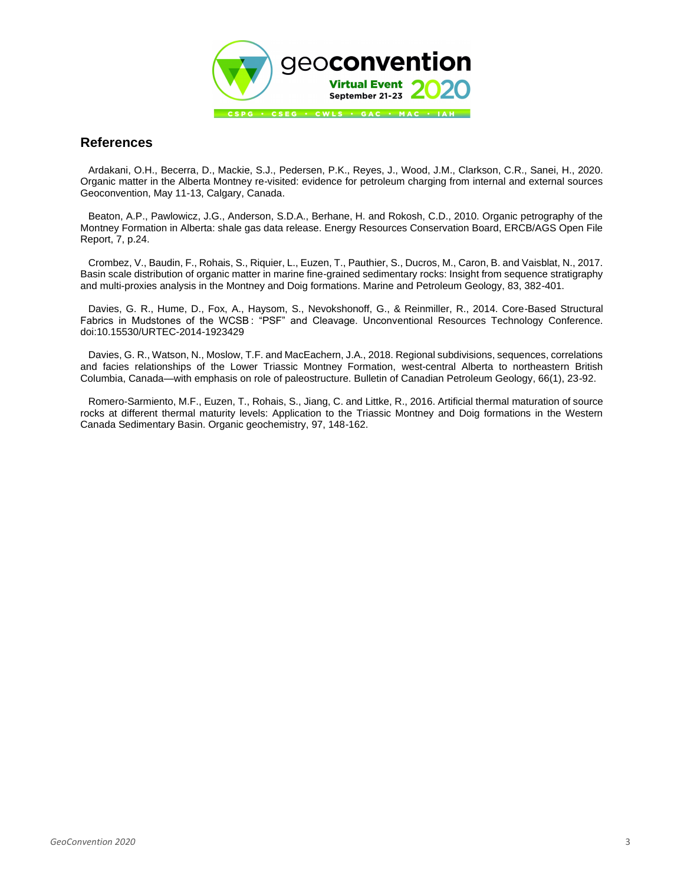## References

Ardakani, O.H., Becerra, D., Mackie, S.J., Pedersen, P.K., Reyes, J., Wood, J.M., Clarkson, C.R., Sanei, H., 2020. Organic matter in the Alberta Montney re-visited: evidence for petroleum charging from internal and external sources Geoconvention, May 11-13, Calgary, Canada.

Beaton, A.P., Pawlowicz, J.G., Anderson, S.D.A., Berhane, H. and Rokosh, C.D., 2010. Organic petrography of the Montney Formation in Alberta: shale gas data release. Energy Resources Conservation Board, ERCB/AGS Open File Report, 7, p.24.

Crombez, V., Baudin, F., Rohais, S., Riquier, L., Euzen, T., Pauthier, S., Ducros, M., Caron, B. and Vaisblat, N., 2017. Basin scale distribution of organic matter in marine fine-grained sedimentary rocks: Insight from sequence stratigraphy and multi-proxies analysis in the Montney and Doig formations. Marine and Petroleum Geology, 83, 382-401.

Davies, G. R., Hume, D., Fox, A., Haysom, S., Nevokshonoff, G., & Reinmiller, R., 2014. Core-Based Structural Fabrics in Mudstones of the WCSB : "PSF" and Cleavage. Unconventional Resources Technology Conference. doi:10.15530/URTEC-2014-1923429

Davies, G. R., Watson, N., Moslow, T.F. and MacEachern, J.A., 2018. Regional subdivisions, sequences, correlations and facies relationships of the Lower Triassic Montney Formation, west-central Alberta to northeastern British Columbia, Canada—with emphasis on role of paleostructure. Bulletin of Canadian Petroleum Geology, 66(1), 23-92.

Romero-Sarmiento, M.F., Euzen, T., Rohais, S., Jiang, C. and Littke, R., 2016. Artificial thermal maturation of source rocks at different thermal maturity levels: Application to the Triassic Montney and Doig formations in the Western Canada Sedimentary Basin. Organic geochemistry, 97, 148-162.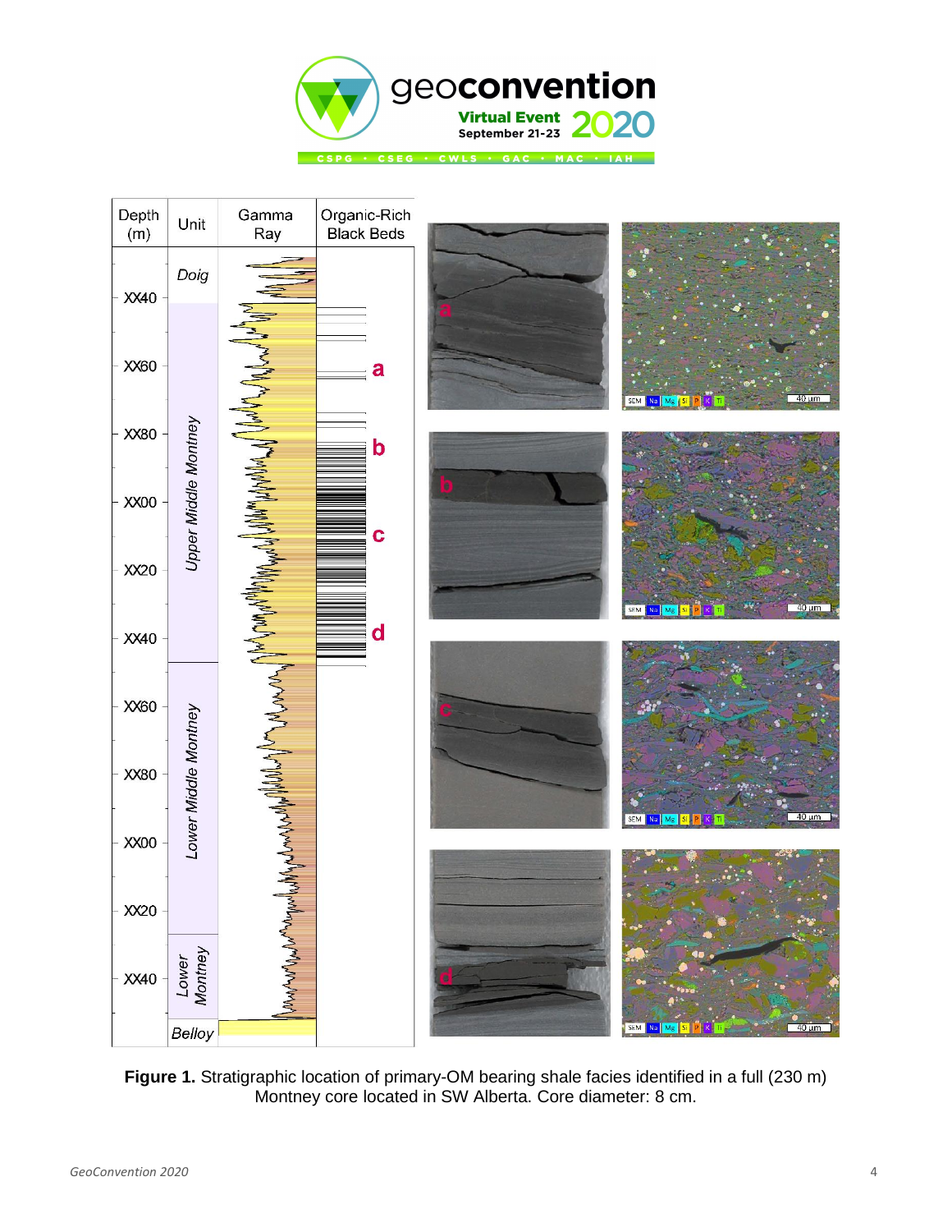Depth (m)

Unit

Gamma Ray

Organic-Rich Black Beds

Doig

XX40

XX60

XX80

XX00

XX20

XX40

XX60

XX80

XX00

XX20

XX40

Upper Middle Montney

Lower Middle Montney

Lower Montney

Belloy

a

b

c

d

SEM Na Mg Si P K Ti

40 µm

**Figure 1.** Stratigraphic location of primary-OM bearing shale facies identified in a full (230 m) Montney core located in SW Alberta. Core diameter: 8 cm.